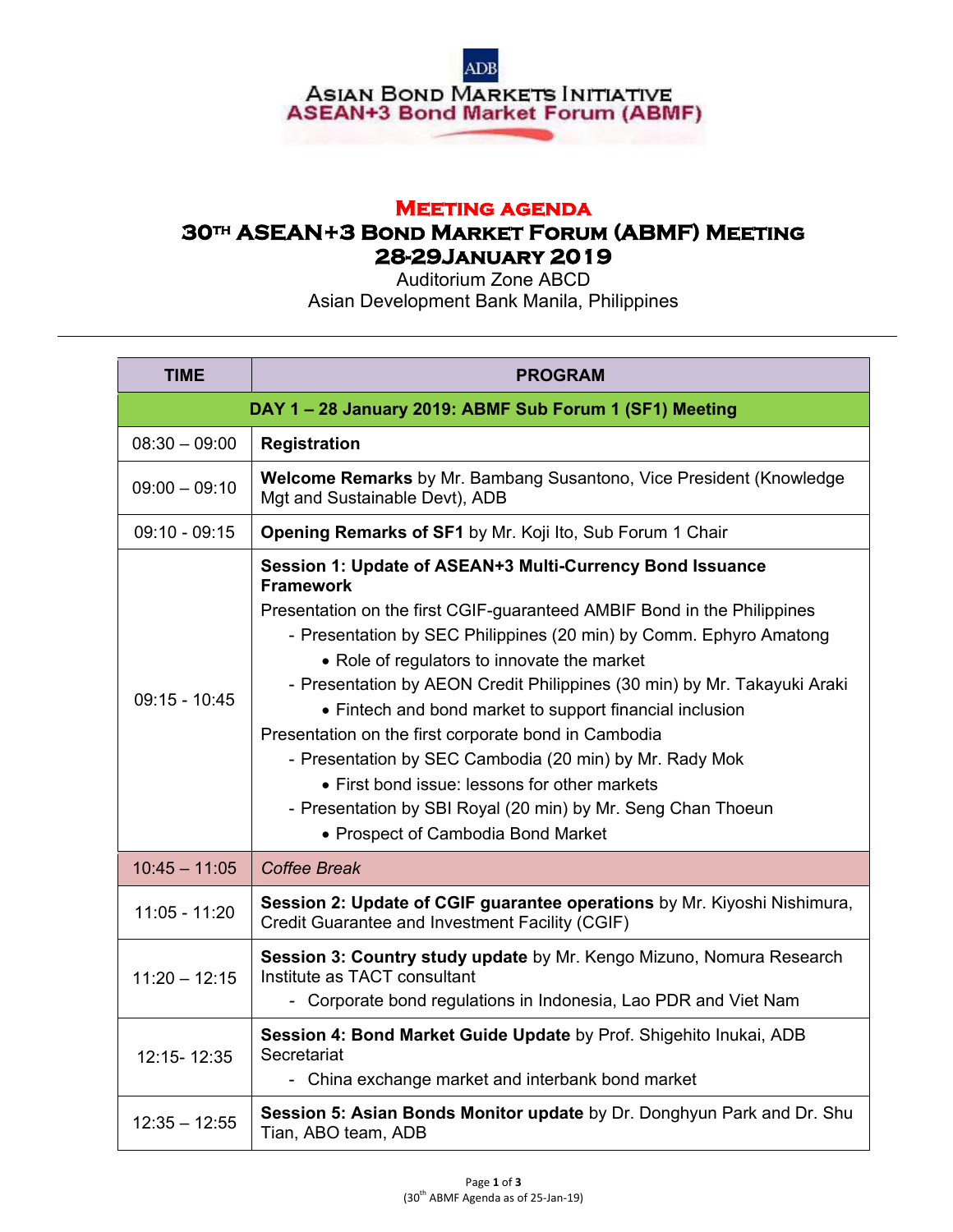ADB

ASIAN BOND MARKETS INITIATIVE
ASEAN+3 Bond Market Forum (ABMF)

# MEETING AGENDA

## 30TH ASEAN+3 BOND MARKET FORUM (ABMF) MEETING

## 28-29 JANUARY 2019

Auditorium Zone ABCD
Asian Development Bank Manila, Philippines

| TIME | PROGRAM |
|---|---|
| **DAY 1 – 28 January 2019: ABMF Sub Forum 1 (SF1) Meeting** | |
| 08:30 – 09:00 | **Registration** |
| 09:00 – 09:10 | **Welcome Remarks** by Mr. Bambang Susantono, Vice President (Knowledge Mgt and Sustainable Devt), ADB |
| 09:10 - 09:15 | **Opening Remarks of SF1** by Mr. Koji Ito, Sub Forum 1 Chair |
| 09:15 - 10:45 | **Session 1: Update of ASEAN+3 Multi-Currency Bond Issuance Framework**<br>Presentation on the first CGIF-guaranteed AMBIF Bond in the Philippines<br>- Presentation by SEC Philippines (20 min) by Comm. Ephyro Amatong<br>• Role of regulators to innovate the market<br>- Presentation by AEON Credit Philippines (30 min) by Mr. Takayuki Araki<br>• Fintech and bond market to support financial inclusion<br>Presentation on the first corporate bond in Cambodia<br>- Presentation by SEC Cambodia (20 min) by Mr. Rady Mok<br>• First bond issue: lessons for other markets<br>- Presentation by SBI Royal (20 min) by Mr. Seng Chan Thoeun<br>• Prospect of Cambodia Bond Market |
| 10:45 – 11:05 | *Coffee Break* |
| 11:05 - 11:20 | **Session 2: Update of CGIF guarantee operations** by Mr. Kiyoshi Nishimura, Credit Guarantee and Investment Facility (CGIF) |
| 11:20 – 12:15 | **Session 3: Country study update** by Mr. Kengo Mizuno, Nomura Research Institute as TACT consultant<br>- Corporate bond regulations in Indonesia, Lao PDR and Viet Nam |
| 12:15- 12:35 | **Session 4: Bond Market Guide Update** by Prof. Shigehito Inukai, ADB Secretariat<br>- China exchange market and interbank bond market |
| 12:35 – 12:55 | **Session 5: Asian Bonds Monitor update** by Dr. Donghyun Park and Dr. Shu Tian, ABO team, ADB |

(30th ABMF Agenda as of 25-Jan-19)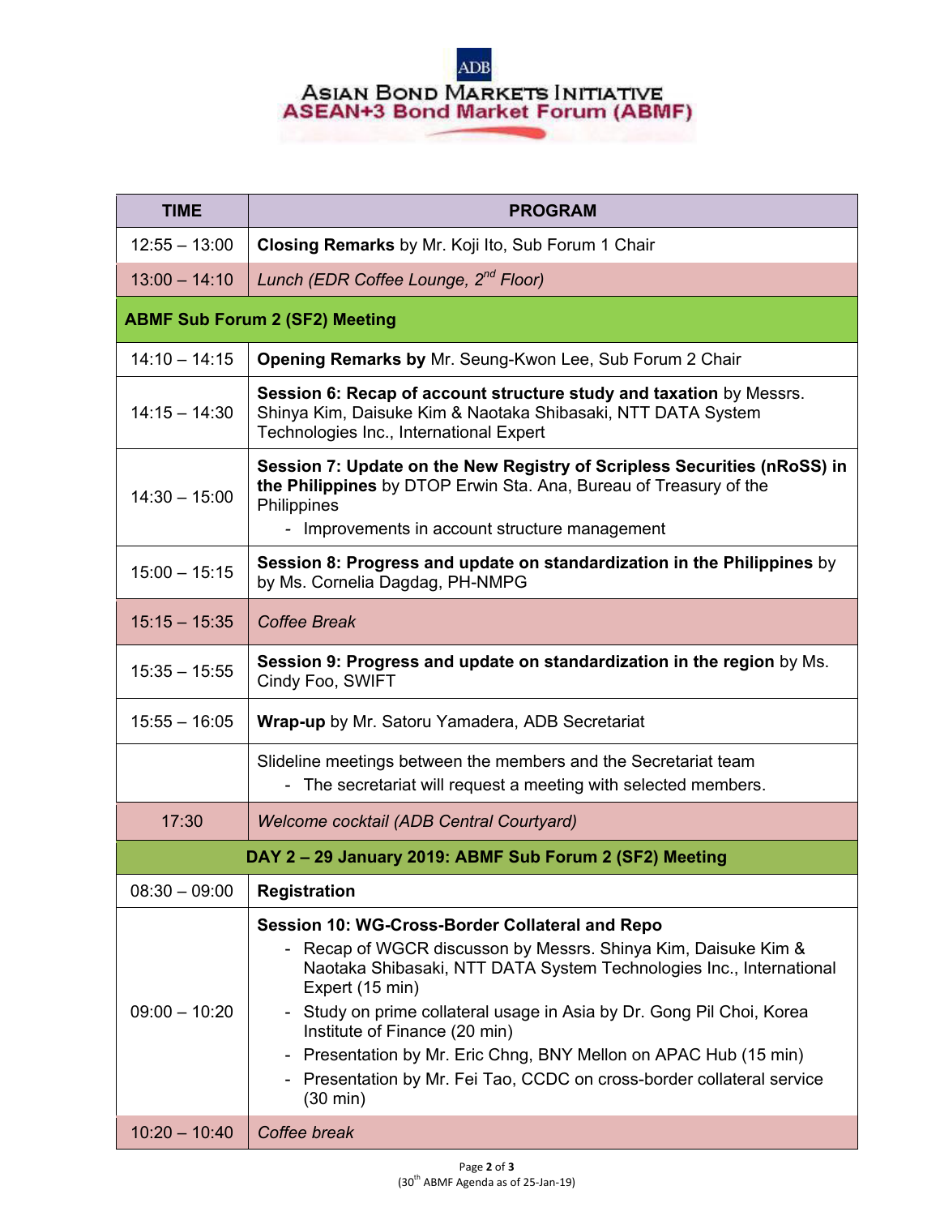Asian Bond Markets Initiative
ASEAN+3 Bond Market Forum (ABMF)

| TIME | PROGRAM |
|---|---|
| 12:55 – 13:00 | **Closing Remarks** by Mr. Koji Ito, Sub Forum 1 Chair |
| 13:00 – 14:10 | *Lunch (EDR Coffee Lounge, 2nd Floor)* |
| **ABMF Sub Forum 2 (SF2) Meeting** | |
| 14:10 – 14:15 | **Opening Remarks by** Mr. Seung-Kwon Lee, Sub Forum 2 Chair |
| 14:15 – 14:30 | **Session 6: Recap of account structure study and taxation** by Messrs. Shinya Kim, Daisuke Kim & Naotaka Shibasaki, NTT DATA System Technologies Inc., International Expert |
| 14:30 – 15:00 | **Session 7: Update on the New Registry of Scripless Securities (nRoSS) in the Philippines** by DTOP Erwin Sta. Ana, Bureau of Treasury of the Philippines<br>- Improvements in account structure management |
| 15:00 – 15:15 | **Session 8: Progress and update on standardization in the Philippines** by by Ms. Cornelia Dagdag, PH-NMPG |
| 15:15 – 15:35 | *Coffee Break* |
| 15:35 – 15:55 | **Session 9: Progress and update on standardization in the region** by Ms. Cindy Foo, SWIFT |
| 15:55 – 16:05 | **Wrap-up** by Mr. Satoru Yamadera, ADB Secretariat |
| | Slideline meetings between the members and the Secretariat team<br>- The secretariat will request a meeting with selected members. |
| 17:30 | *Welcome cocktail (ADB Central Courtyard)* |
| **DAY 2 – 29 January 2019: ABMF Sub Forum 2 (SF2) Meeting** | |
| 08:30 – 09:00 | **Registration** |
| 09:00 – 10:20 | **Session 10: WG-Cross-Border Collateral and Repo**<br>- Recap of WGCR discusson by Messrs. Shinya Kim, Daisuke Kim & Naotaka Shibasaki, NTT DATA System Technologies Inc., International Expert (15 min)<br>- Study on prime collateral usage in Asia by Dr. Gong Pil Choi, Korea Institute of Finance (20 min)<br>- Presentation by Mr. Eric Chng, BNY Mellon on APAC Hub (15 min)<br>- Presentation by Mr. Fei Tao, CCDC on cross-border collateral service (30 min) |
| 10:20 – 10:40 | *Coffee break* |

(30th ABMF Agenda as of 25-Jan-19)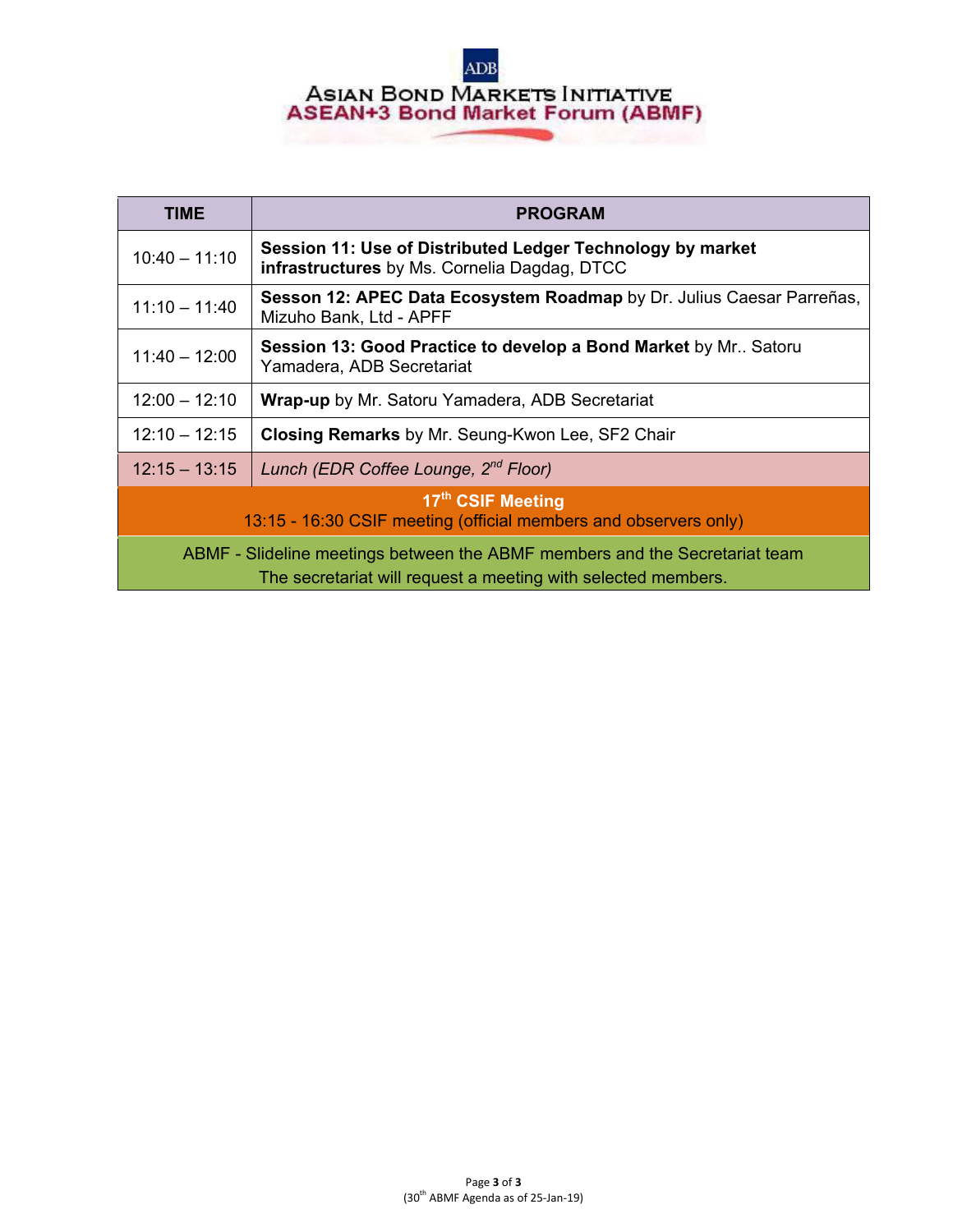ASIAN BOND MARKETS INITIATIVE
ASEAN+3 Bond Market Forum (ABMF)

| TIME | PROGRAM |
|---|---|
| 10:40 – 11:10 | **Session 11: Use of Distributed Ledger Technology by market infrastructures** by Ms. Cornelia Dagdag, DTCC |
| 11:10 – 11:40 | **Sesson 12: APEC Data Ecosystem Roadmap** by Dr. Julius Caesar Parreñas, Mizuho Bank, Ltd - APFF |
| 11:40 – 12:00 | **Session 13: Good Practice to develop a Bond Market** by Mr.. Satoru Yamadera, ADB Secretariat |
| 12:00 – 12:10 | **Wrap-up** by Mr. Satoru Yamadera, ADB Secretariat |
| 12:10 – 12:15 | **Closing Remarks** by Mr. Seung-Kwon Lee, SF2 Chair |
| 12:15 – 13:15 | *Lunch (EDR Coffee Lounge, 2nd Floor)* |
| **17th CSIF Meeting** 13:15 - 16:30 CSIF meeting (official members and observers only) | |
| ABMF - Slideline meetings between the ABMF members and the Secretariat team The secretariat will request a meeting with selected members. | |

(30th ABMF Agenda as of 25-Jan-19)